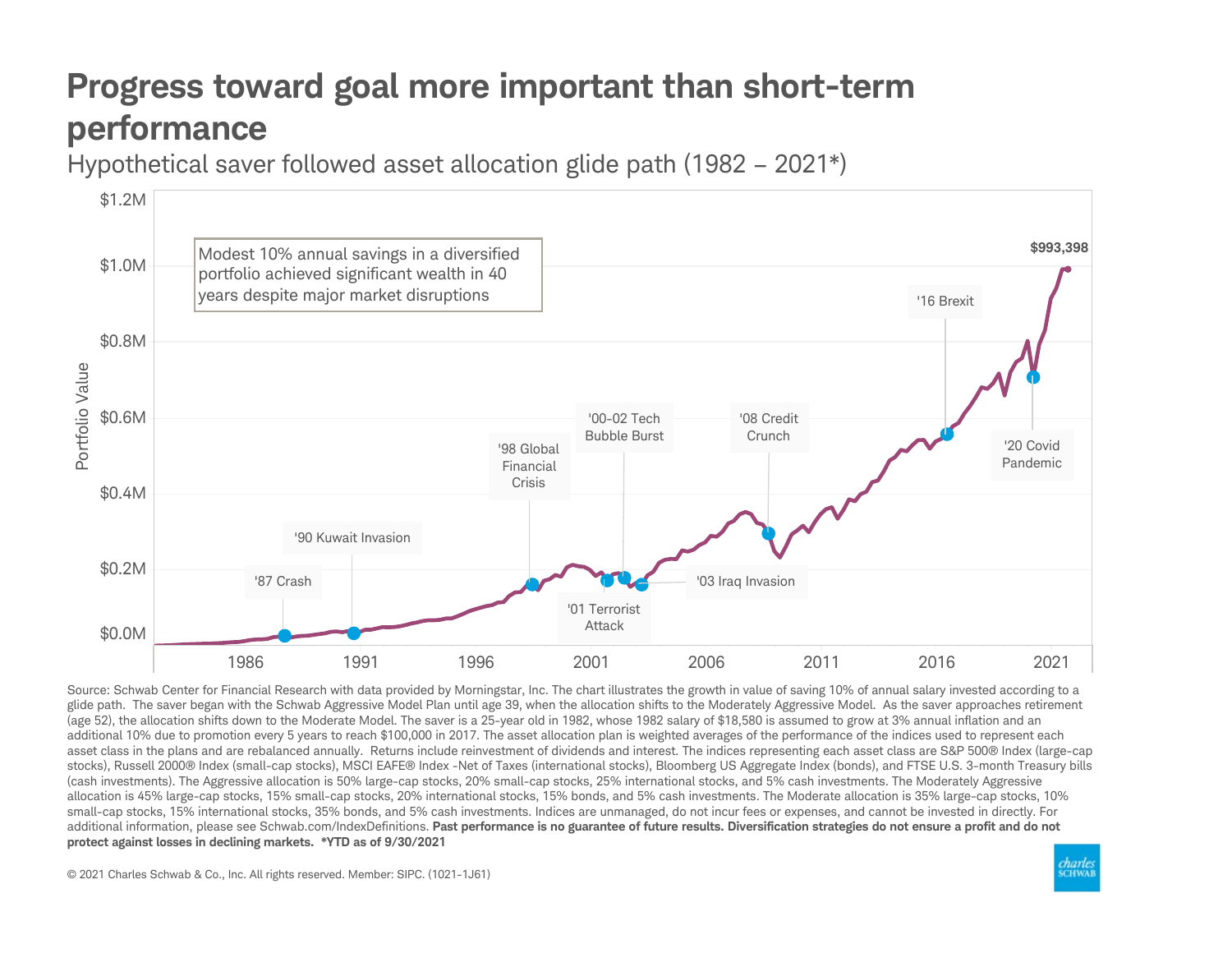# Progress toward goal more important than short-term performance

Hypothetical saver followed asset allocation glide path (1982 – 2021*)

Modest 10% annual savings in a diversified portfolio achieved significant wealth in 40 years despite major market disruptions

$993,398

'87 Crash
'90 Kuwait Invasion
'98 Global Financial Crisis
'00-02 Tech Bubble Burst
'01 Terrorist Attack
'03 Iraq Invasion
'08 Credit Crunch
'16 Brexit
'20 Covid Pandemic

Portfolio Value: $0.0M, $0.2M, $0.4M, $0.6M, $0.8M, $1.0M, $1.2M

1986, 1991, 1996, 2001, 2006, 2011, 2016, 2021

Source: Schwab Center for Financial Research with data provided by Morningstar, Inc. The chart illustrates the growth in value of saving 10% of annual salary invested according to a glide path. The saver began with the Schwab Aggressive Model Plan until age 39, when the allocation shifts to the Moderately Aggressive Model. As the saver approaches retirement (age 52), the allocation shifts down to the Moderate Model. The saver is a 25-year old in 1982, whose 1982 salary of $18,580 is assumed to grow at 3% annual inflation and an additional 10% due to promotion every 5 years to reach $100,000 in 2017. The asset allocation plan is weighted averages of the performance of the indices used to represent each asset class in the plans and are rebalanced annually. Returns include reinvestment of dividends and interest. The indices representing each asset class are S&P 500® Index (large-cap stocks), Russell 2000® Index (small-cap stocks), MSCI EAFE® Index -Net of Taxes (international stocks), Bloomberg US Aggregate Index (bonds), and FTSE U.S. 3-month Treasury bills (cash investments). The Aggressive allocation is 50% large-cap stocks, 20% small-cap stocks, 25% international stocks, and 5% cash investments. The Moderately Aggressive allocation is 45% large-cap stocks, 15% small-cap stocks, 20% international stocks, 15% bonds, and 5% cash investments. The Moderate allocation is 35% large-cap stocks, 10% small-cap stocks, 15% international stocks, 35% bonds, and 5% cash investments. Indices are unmanaged, do not incur fees or expenses, and cannot be invested in directly. For additional information, please see Schwab.com/IndexDefinitions. **Past performance is no guarantee of future results. Diversification strategies do not ensure a profit and do not protect against losses in declining markets. *YTD as of 9/30/2021**

© 2021 Charles Schwab & Co., Inc. All rights reserved. Member: SIPC. (1021-1J61)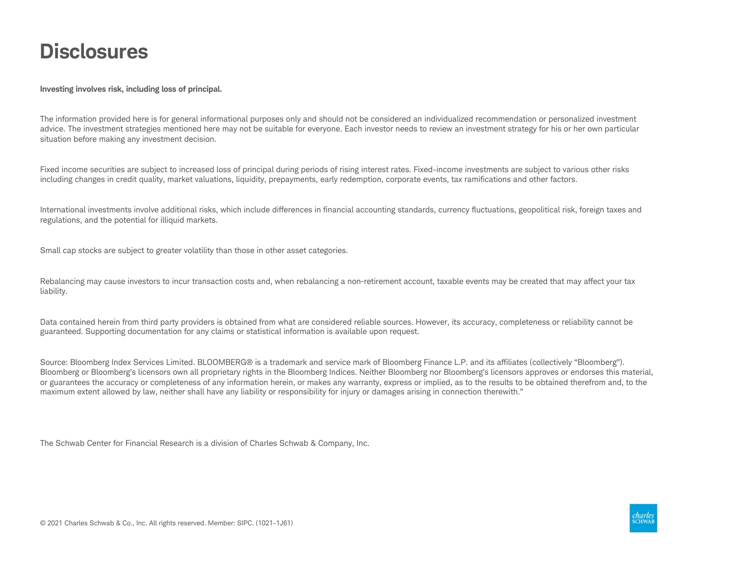# Disclosures

**Investing involves risk, including loss of principal.**

The information provided here is for general informational purposes only and should not be considered an individualized recommendation or personalized investment advice. The investment strategies mentioned here may not be suitable for everyone. Each investor needs to review an investment strategy for his or her own particular situation before making any investment decision.

Fixed income securities are subject to increased loss of principal during periods of rising interest rates. Fixed-income investments are subject to various other risks including changes in credit quality, market valuations, liquidity, prepayments, early redemption, corporate events, tax ramifications and other factors.

International investments involve additional risks, which include differences in financial accounting standards, currency fluctuations, geopolitical risk, foreign taxes and regulations, and the potential for illiquid markets.

Small cap stocks are subject to greater volatility than those in other asset categories.

Rebalancing may cause investors to incur transaction costs and, when rebalancing a non-retirement account, taxable events may be created that may affect your tax liability.

Data contained herein from third party providers is obtained from what are considered reliable sources. However, its accuracy, completeness or reliability cannot be guaranteed. Supporting documentation for any claims or statistical information is available upon request.

Source: Bloomberg Index Services Limited. BLOOMBERG® is a trademark and service mark of Bloomberg Finance L.P. and its affiliates (collectively "Bloomberg"). Bloomberg or Bloomberg's licensors own all proprietary rights in the Bloomberg Indices. Neither Bloomberg nor Bloomberg's licensors approves or endorses this material, or guarantees the accuracy or completeness of any information herein, or makes any warranty, express or implied, as to the results to be obtained therefrom and, to the maximum extent allowed by law, neither shall have any liability or responsibility for injury or damages arising in connection therewith."

The Schwab Center for Financial Research is a division of Charles Schwab & Company, Inc.

© 2021 Charles Schwab & Co., Inc. All rights reserved. Member: SIPC. (1021-1J61)